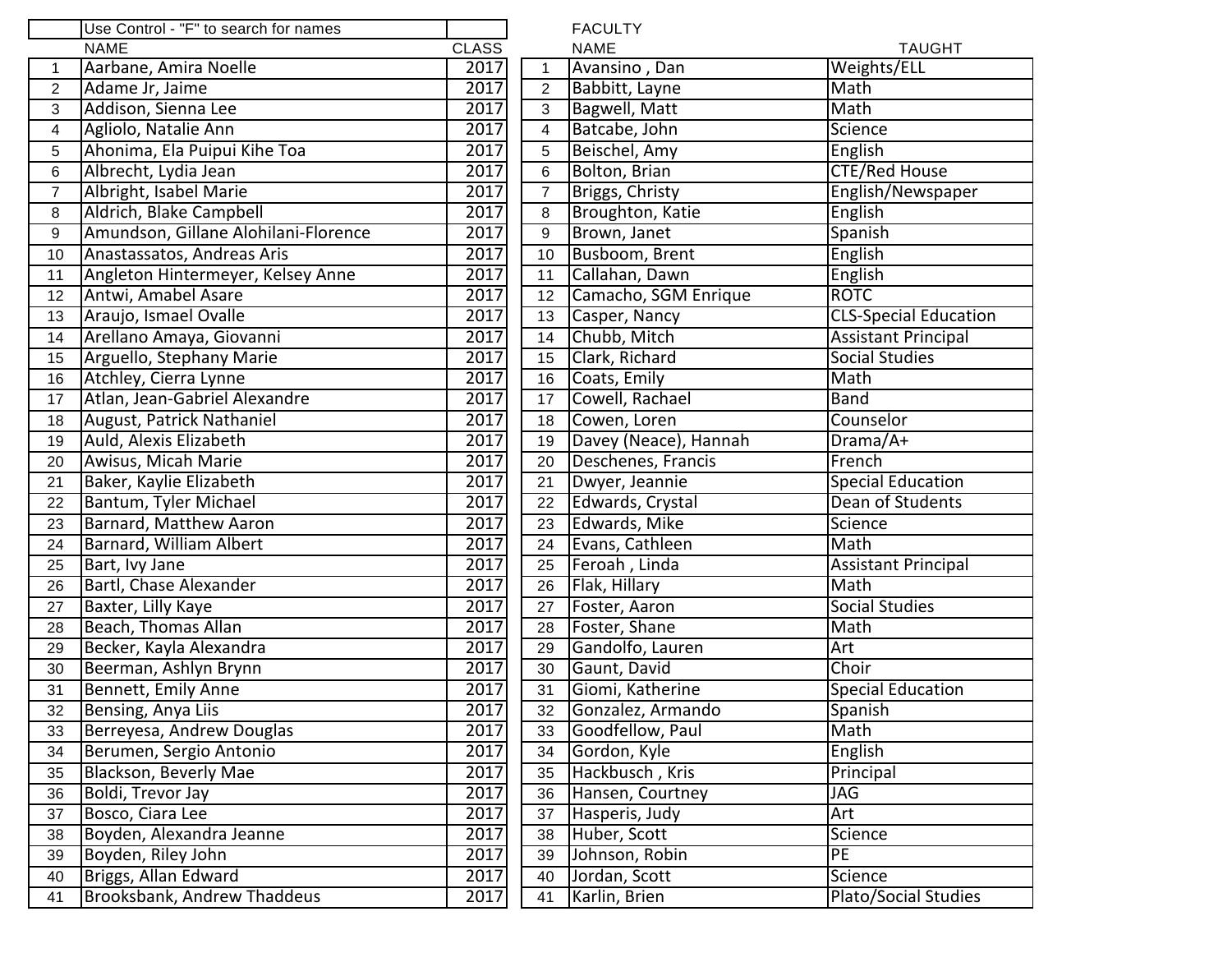| | Use Control - "F" to search for names | |
|---|---|---|
| | NAME | CLASS |
| 1 | Aarbane, Amira Noelle | 2017 |
| 2 | Adame Jr, Jaime | 2017 |
| 3 | Addison, Sienna Lee | 2017 |
| 4 | Agliolo, Natalie Ann | 2017 |
| 5 | Ahonima, Ela Puipui Kihe Toa | 2017 |
| 6 | Albrecht, Lydia Jean | 2017 |
| 7 | Albright, Isabel Marie | 2017 |
| 8 | Aldrich, Blake Campbell | 2017 |
| 9 | Amundson, Gillane Alohilani-Florence | 2017 |
| 10 | Anastassatos, Andreas Aris | 2017 |
| 11 | Angleton Hintermeyer, Kelsey Anne | 2017 |
| 12 | Antwi, Amabel Asare | 2017 |
| 13 | Araujo, Ismael Ovalle | 2017 |
| 14 | Arellano Amaya, Giovanni | 2017 |
| 15 | Arguello, Stephany Marie | 2017 |
| 16 | Atchley, Cierra Lynne | 2017 |
| 17 | Atlan, Jean-Gabriel Alexandre | 2017 |
| 18 | August, Patrick Nathaniel | 2017 |
| 19 | Auld, Alexis Elizabeth | 2017 |
| 20 | Awisus, Micah Marie | 2017 |
| 21 | Baker, Kaylie Elizabeth | 2017 |
| 22 | Bantum, Tyler Michael | 2017 |
| 23 | Barnard, Matthew Aaron | 2017 |
| 24 | Barnard, William Albert | 2017 |
| 25 | Bart, Ivy Jane | 2017 |
| 26 | Bartl, Chase Alexander | 2017 |
| 27 | Baxter, Lilly Kaye | 2017 |
| 28 | Beach, Thomas Allan | 2017 |
| 29 | Becker, Kayla Alexandra | 2017 |
| 30 | Beerman, Ashlyn Brynn | 2017 |
| 31 | Bennett, Emily Anne | 2017 |
| 32 | Bensing, Anya Liis | 2017 |
| 33 | Berreyesa, Andrew Douglas | 2017 |
| 34 | Berumen, Sergio Antonio | 2017 |
| 35 | Blackson, Beverly Mae | 2017 |
| 36 | Boldi, Trevor Jay | 2017 |
| 37 | Bosco, Ciara Lee | 2017 |
| 38 | Boyden, Alexandra Jeanne | 2017 |
| 39 | Boyden, Riley John | 2017 |
| 40 | Briggs, Allan Edward | 2017 |
| 41 | Brooksbank, Andrew Thaddeus | 2017 |

| | FACULTY | |
|---|---|---|
| | NAME | TAUGHT |
| 1 | Avansino , Dan | Weights/ELL |
| 2 | Babbitt, Layne | Math |
| 3 | Bagwell, Matt | Math |
| 4 | Batcabe, John | Science |
| 5 | Beischel, Amy | English |
| 6 | Bolton, Brian | CTE/Red House |
| 7 | Briggs, Christy | English/Newspaper |
| 8 | Broughton, Katie | English |
| 9 | Brown, Janet | Spanish |
| 10 | Busboom, Brent | English |
| 11 | Callahan, Dawn | English |
| 12 | Camacho, SGM Enrique | ROTC |
| 13 | Casper, Nancy | CLS-Special Education |
| 14 | Chubb, Mitch | Assistant Principal |
| 15 | Clark, Richard | Social Studies |
| 16 | Coats, Emily | Math |
| 17 | Cowell, Rachael | Band |
| 18 | Cowen, Loren | Counselor |
| 19 | Davey (Neace), Hannah | Drama/A+ |
| 20 | Deschenes, Francis | French |
| 21 | Dwyer, Jeannie | Special Education |
| 22 | Edwards, Crystal | Dean of Students |
| 23 | Edwards, Mike | Science |
| 24 | Evans, Cathleen | Math |
| 25 | Feroah , Linda | Assistant Principal |
| 26 | Flak, Hillary | Math |
| 27 | Foster, Aaron | Social Studies |
| 28 | Foster, Shane | Math |
| 29 | Gandolfo, Lauren | Art |
| 30 | Gaunt, David | Choir |
| 31 | Giomi, Katherine | Special Education |
| 32 | Gonzalez, Armando | Spanish |
| 33 | Goodfellow, Paul | Math |
| 34 | Gordon, Kyle | English |
| 35 | Hackbusch , Kris | Principal |
| 36 | Hansen, Courtney | JAG |
| 37 | Hasperis, Judy | Art |
| 38 | Huber, Scott | Science |
| 39 | Johnson, Robin | PE |
| 40 | Jordan, Scott | Science |
| 41 | Karlin, Brien | Plato/Social Studies |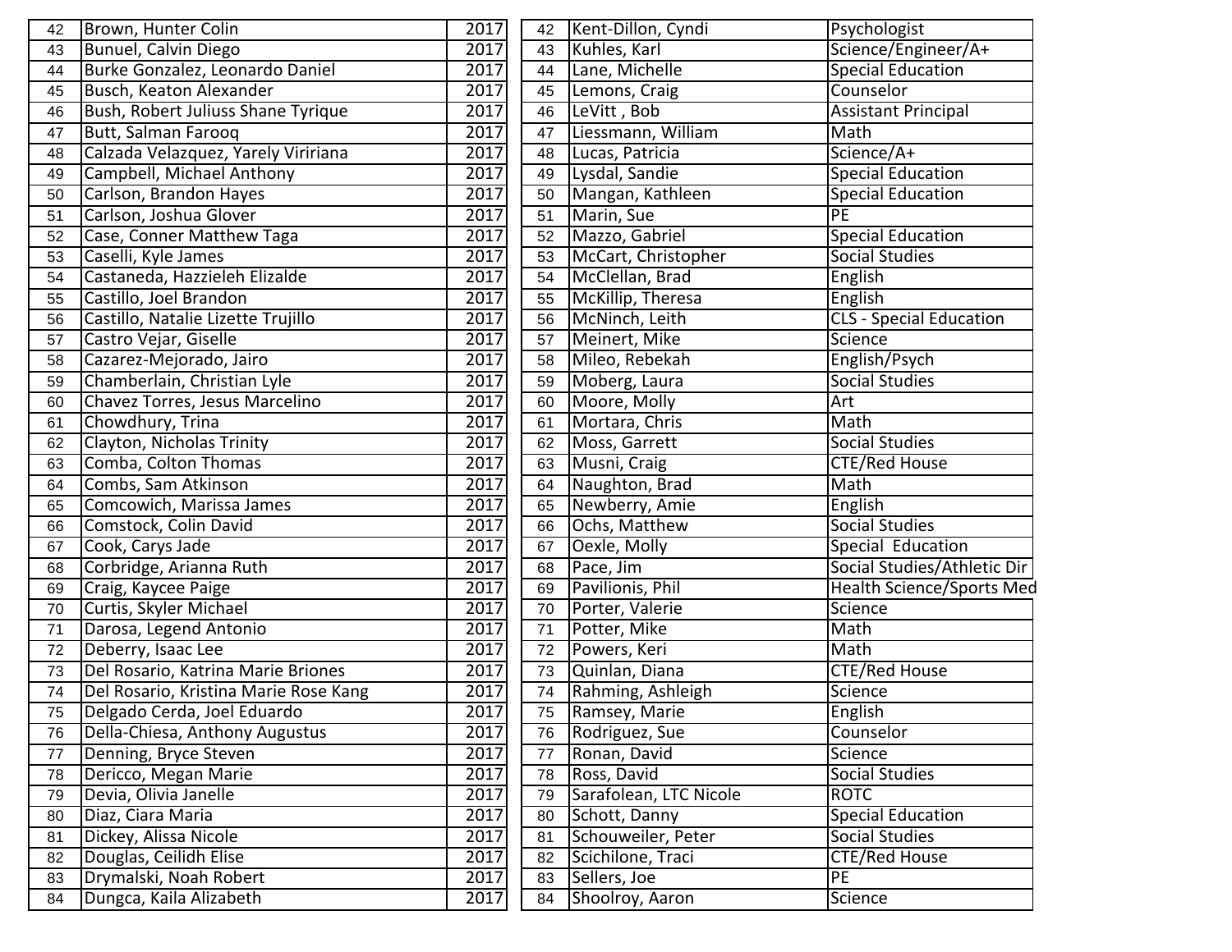| | | | |
|---|---|---|---|
| 42 | Brown, Hunter Colin | | 2017 |
| 43 | Bunuel, Calvin Diego | | 2017 |
| 44 | Burke Gonzalez, Leonardo Daniel | | 2017 |
| 45 | Busch, Keaton Alexander | | 2017 |
| 46 | Bush, Robert Juliuss Shane Tyrique | | 2017 |
| 47 | Butt, Salman Farooq | | 2017 |
| 48 | Calzada Velazquez, Yarely Viririana | | 2017 |
| 49 | Campbell, Michael Anthony | | 2017 |
| 50 | Carlson, Brandon Hayes | | 2017 |
| 51 | Carlson, Joshua Glover | | 2017 |
| 52 | Case, Conner Matthew Taga | | 2017 |
| 53 | Caselli, Kyle James | | 2017 |
| 54 | Castaneda, Hazzieleh Elizalde | | 2017 |
| 55 | Castillo, Joel Brandon | | 2017 |
| 56 | Castillo, Natalie Lizette Trujillo | | 2017 |
| 57 | Castro Vejar, Giselle | | 2017 |
| 58 | Cazarez-Mejorado, Jairo | | 2017 |
| 59 | Chamberlain, Christian Lyle | | 2017 |
| 60 | Chavez Torres, Jesus Marcelino | | 2017 |
| 61 | Chowdhury, Trina | | 2017 |
| 62 | Clayton, Nicholas Trinity | | 2017 |
| 63 | Comba, Colton Thomas | | 2017 |
| 64 | Combs, Sam Atkinson | | 2017 |
| 65 | Comcowich, Marissa James | | 2017 |
| 66 | Comstock, Colin David | | 2017 |
| 67 | Cook, Carys Jade | | 2017 |
| 68 | Corbridge, Arianna Ruth | | 2017 |
| 69 | Craig, Kaycee Paige | | 2017 |
| 70 | Curtis, Skyler Michael | | 2017 |
| 71 | Darosa, Legend Antonio | | 2017 |
| 72 | Deberry, Isaac Lee | | 2017 |
| 73 | Del Rosario, Katrina Marie Briones | | 2017 |
| 74 | Del Rosario, Kristina Marie Rose Kang | | 2017 |
| 75 | Delgado Cerda, Joel Eduardo | | 2017 |
| 76 | Della-Chiesa, Anthony Augustus | | 2017 |
| 77 | Denning, Bryce Steven | | 2017 |
| 78 | Dericco, Megan Marie | | 2017 |
| 79 | Devia, Olivia Janelle | | 2017 |
| 80 | Diaz, Ciara Maria | | 2017 |
| 81 | Dickey, Alissa Nicole | | 2017 |
| 82 | Douglas, Ceilidh Elise | | 2017 |
| 83 | Drymalski, Noah Robert | | 2017 |
| 84 | Dungca, Kaila Alizabeth | | 2017 |

| | | |
|---|---|---|
| 42 | Kent-Dillon, Cyndi | Psychologist |
| 43 | Kuhles, Karl | Science/Engineer/A+ |
| 44 | Lane, Michelle | Special Education |
| 45 | Lemons, Craig | Counselor |
| 46 | LeVitt , Bob | Assistant Principal |
| 47 | Liessmann, William | Math |
| 48 | Lucas, Patricia | Science/A+ |
| 49 | Lysdal, Sandie | Special Education |
| 50 | Mangan, Kathleen | Special Education |
| 51 | Marin, Sue | PE |
| 52 | Mazzo, Gabriel | Special Education |
| 53 | McCart, Christopher | Social Studies |
| 54 | McClellan, Brad | English |
| 55 | McKillip, Theresa | English |
| 56 | McNinch, Leith | CLS - Special Education |
| 57 | Meinert, Mike | Science |
| 58 | Mileo, Rebekah | English/Psych |
| 59 | Moberg, Laura | Social Studies |
| 60 | Moore, Molly | Art |
| 61 | Mortara, Chris | Math |
| 62 | Moss, Garrett | Social Studies |
| 63 | Musni, Craig | CTE/Red House |
| 64 | Naughton, Brad | Math |
| 65 | Newberry, Amie | English |
| 66 | Ochs, Matthew | Social Studies |
| 67 | Oexle, Molly | Special Education |
| 68 | Pace, Jim | Social Studies/Athletic Dir |
| 69 | Pavilionis, Phil | Health Science/Sports Med |
| 70 | Porter, Valerie | Science |
| 71 | Potter, Mike | Math |
| 72 | Powers, Keri | Math |
| 73 | Quinlan, Diana | CTE/Red House |
| 74 | Rahming, Ashleigh | Science |
| 75 | Ramsey, Marie | English |
| 76 | Rodriguez, Sue | Counselor |
| 77 | Ronan, David | Science |
| 78 | Ross, David | Social Studies |
| 79 | Sarafolean, LTC Nicole | ROTC |
| 80 | Schott, Danny | Special Education |
| 81 | Schouweiler, Peter | Social Studies |
| 82 | Scichilone, Traci | CTE/Red House |
| 83 | Sellers, Joe | PE |
| 84 | Shoolroy, Aaron | Science |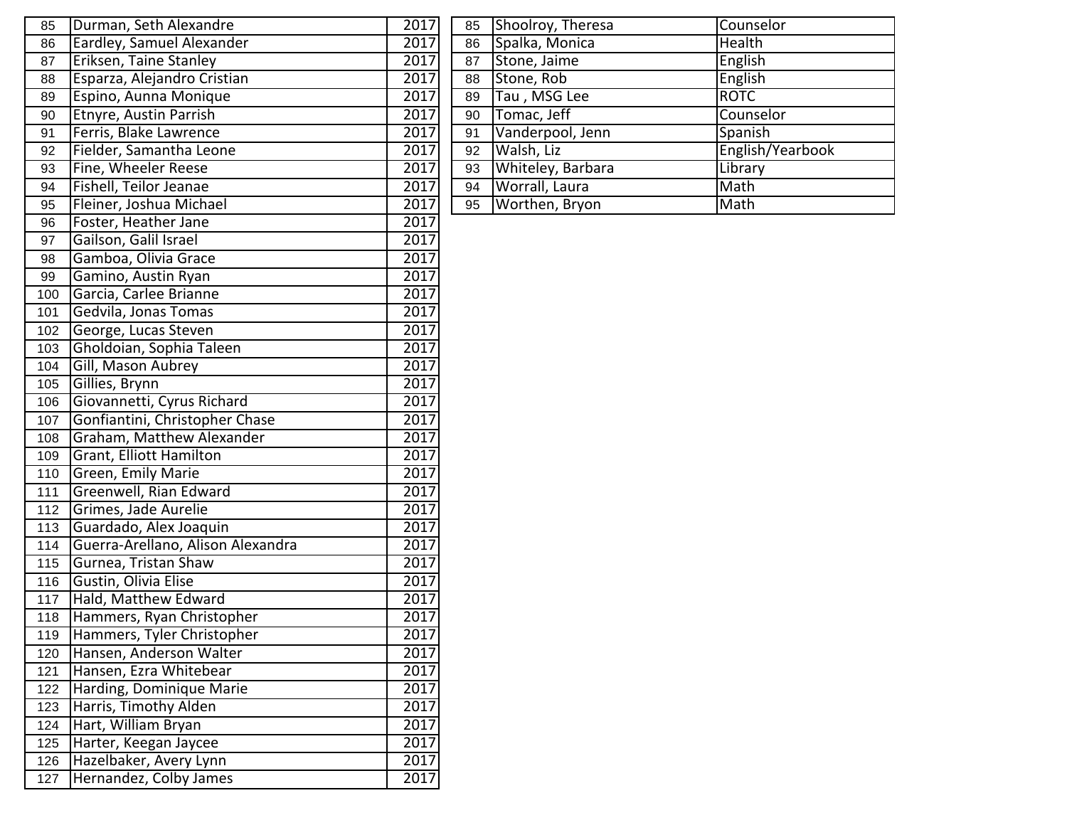| | | |
|---|---|---|
| 85 | Durman, Seth Alexandre | 2017 |
| 86 | Eardley, Samuel Alexander | 2017 |
| 87 | Eriksen, Taine Stanley | 2017 |
| 88 | Esparza, Alejandro Cristian | 2017 |
| 89 | Espino, Aunna Monique | 2017 |
| 90 | Etnyre, Austin Parrish | 2017 |
| 91 | Ferris, Blake Lawrence | 2017 |
| 92 | Fielder, Samantha Leone | 2017 |
| 93 | Fine, Wheeler Reese | 2017 |
| 94 | Fishell, Teilor Jeanae | 2017 |
| 95 | Fleiner, Joshua Michael | 2017 |
| 96 | Foster, Heather Jane | 2017 |
| 97 | Gailson, Galil Israel | 2017 |
| 98 | Gamboa, Olivia Grace | 2017 |
| 99 | Gamino, Austin Ryan | 2017 |
| 100 | Garcia, Carlee Brianne | 2017 |
| 101 | Gedvila, Jonas Tomas | 2017 |
| 102 | George, Lucas Steven | 2017 |
| 103 | Gholdoian, Sophia Taleen | 2017 |
| 104 | Gill, Mason Aubrey | 2017 |
| 105 | Gillies, Brynn | 2017 |
| 106 | Giovannetti, Cyrus Richard | 2017 |
| 107 | Gonfiantini, Christopher Chase | 2017 |
| 108 | Graham, Matthew Alexander | 2017 |
| 109 | Grant, Elliott Hamilton | 2017 |
| 110 | Green, Emily Marie | 2017 |
| 111 | Greenwell, Rian Edward | 2017 |
| 112 | Grimes, Jade Aurelie | 2017 |
| 113 | Guardado, Alex Joaquin | 2017 |
| 114 | Guerra-Arellano, Alison Alexandra | 2017 |
| 115 | Gurnea, Tristan Shaw | 2017 |
| 116 | Gustin, Olivia Elise | 2017 |
| 117 | Hald, Matthew Edward | 2017 |
| 118 | Hammers, Ryan Christopher | 2017 |
| 119 | Hammers, Tyler Christopher | 2017 |
| 120 | Hansen, Anderson Walter | 2017 |
| 121 | Hansen, Ezra Whitebear | 2017 |
| 122 | Harding, Dominique Marie | 2017 |
| 123 | Harris, Timothy Alden | 2017 |
| 124 | Hart, William Bryan | 2017 |
| 125 | Harter, Keegan Jaycee | 2017 |
| 126 | Hazelbaker, Avery Lynn | 2017 |
| 127 | Hernandez, Colby James | 2017 |

| | | |
|---|---|---|
| 85 | Shoolroy, Theresa | Counselor |
| 86 | Spalka, Monica | Health |
| 87 | Stone, Jaime | English |
| 88 | Stone, Rob | English |
| 89 | Tau , MSG Lee | ROTC |
| 90 | Tomac, Jeff | Counselor |
| 91 | Vanderpool, Jenn | Spanish |
| 92 | Walsh, Liz | English/Yearbook |
| 93 | Whiteley, Barbara | Library |
| 94 | Worrall, Laura | Math |
| 95 | Worthen, Bryon | Math |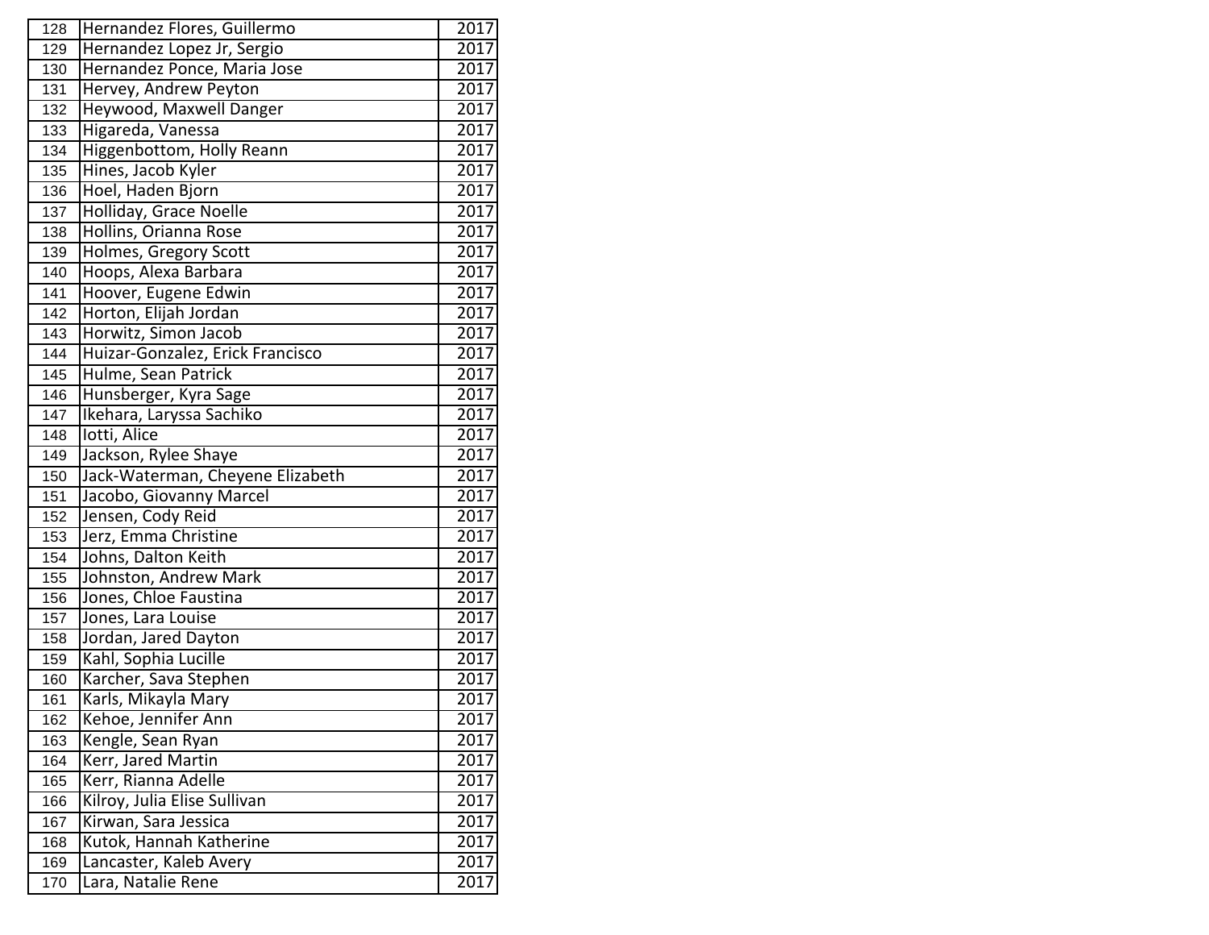| | | |
|---|---|---|
| 128 | Hernandez Flores, Guillermo | 2017 |
| 129 | Hernandez Lopez Jr, Sergio | 2017 |
| 130 | Hernandez Ponce, Maria Jose | 2017 |
| 131 | Hervey, Andrew Peyton | 2017 |
| 132 | Heywood, Maxwell Danger | 2017 |
| 133 | Higareda, Vanessa | 2017 |
| 134 | Higgenbottom, Holly Reann | 2017 |
| 135 | Hines, Jacob Kyler | 2017 |
| 136 | Hoel, Haden Bjorn | 2017 |
| 137 | Holliday, Grace Noelle | 2017 |
| 138 | Hollins, Orianna Rose | 2017 |
| 139 | Holmes, Gregory Scott | 2017 |
| 140 | Hoops, Alexa Barbara | 2017 |
| 141 | Hoover, Eugene Edwin | 2017 |
| 142 | Horton, Elijah Jordan | 2017 |
| 143 | Horwitz, Simon Jacob | 2017 |
| 144 | Huizar-Gonzalez, Erick Francisco | 2017 |
| 145 | Hulme, Sean Patrick | 2017 |
| 146 | Hunsberger, Kyra Sage | 2017 |
| 147 | Ikehara, Laryssa Sachiko | 2017 |
| 148 | Iotti, Alice | 2017 |
| 149 | Jackson, Rylee Shaye | 2017 |
| 150 | Jack-Waterman, Cheyene Elizabeth | 2017 |
| 151 | Jacobo, Giovanny Marcel | 2017 |
| 152 | Jensen, Cody Reid | 2017 |
| 153 | Jerz, Emma Christine | 2017 |
| 154 | Johns, Dalton Keith | 2017 |
| 155 | Johnston, Andrew Mark | 2017 |
| 156 | Jones, Chloe Faustina | 2017 |
| 157 | Jones, Lara Louise | 2017 |
| 158 | Jordan, Jared Dayton | 2017 |
| 159 | Kahl, Sophia Lucille | 2017 |
| 160 | Karcher, Sava Stephen | 2017 |
| 161 | Karls, Mikayla Mary | 2017 |
| 162 | Kehoe, Jennifer Ann | 2017 |
| 163 | Kengle, Sean Ryan | 2017 |
| 164 | Kerr, Jared Martin | 2017 |
| 165 | Kerr, Rianna Adelle | 2017 |
| 166 | Kilroy, Julia Elise Sullivan | 2017 |
| 167 | Kirwan, Sara Jessica | 2017 |
| 168 | Kutok, Hannah Katherine | 2017 |
| 169 | Lancaster, Kaleb Avery | 2017 |
| 170 | Lara, Natalie Rene | 2017 |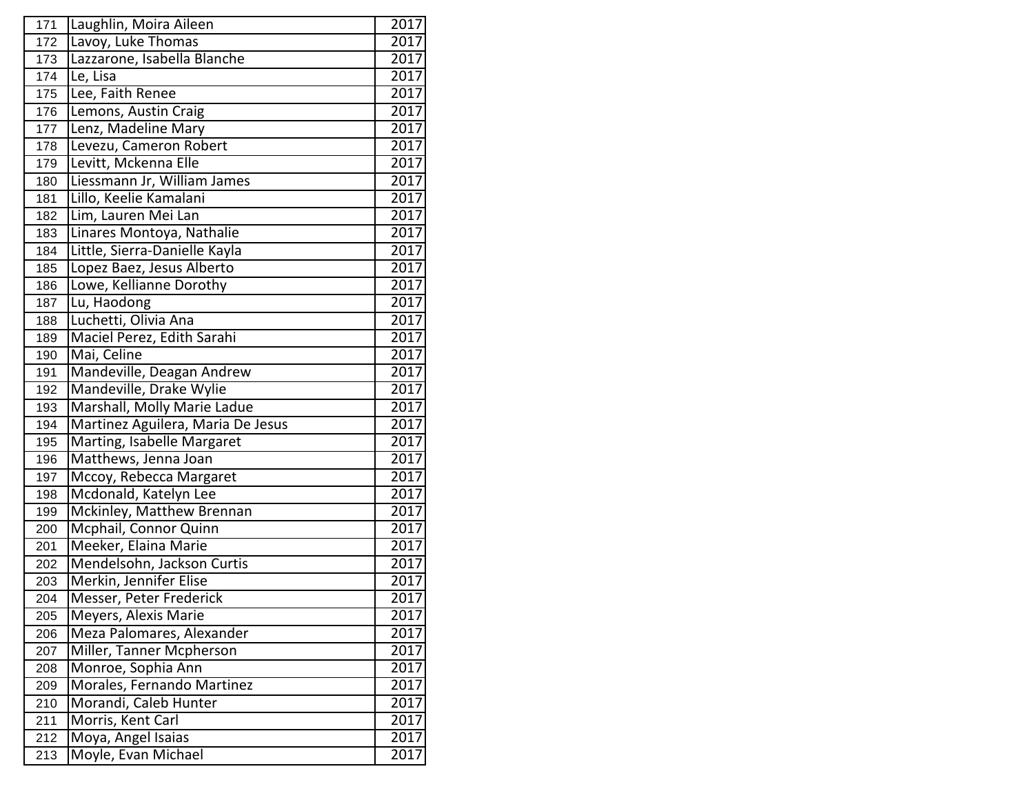| | | |
|---|---|---|
| 171 | Laughlin, Moira Aileen | 2017 |
| 172 | Lavoy, Luke Thomas | 2017 |
| 173 | Lazzarone, Isabella Blanche | 2017 |
| 174 | Le, Lisa | 2017 |
| 175 | Lee, Faith Renee | 2017 |
| 176 | Lemons, Austin Craig | 2017 |
| 177 | Lenz, Madeline Mary | 2017 |
| 178 | Levezu, Cameron Robert | 2017 |
| 179 | Levitt, Mckenna Elle | 2017 |
| 180 | Liessmann Jr, William James | 2017 |
| 181 | Lillo, Keelie Kamalani | 2017 |
| 182 | Lim, Lauren Mei Lan | 2017 |
| 183 | Linares Montoya, Nathalie | 2017 |
| 184 | Little, Sierra-Danielle Kayla | 2017 |
| 185 | Lopez Baez, Jesus Alberto | 2017 |
| 186 | Lowe, Kellianne Dorothy | 2017 |
| 187 | Lu, Haodong | 2017 |
| 188 | Luchetti, Olivia Ana | 2017 |
| 189 | Maciel Perez, Edith Sarahi | 2017 |
| 190 | Mai, Celine | 2017 |
| 191 | Mandeville, Deagan Andrew | 2017 |
| 192 | Mandeville, Drake Wylie | 2017 |
| 193 | Marshall, Molly Marie Ladue | 2017 |
| 194 | Martinez Aguilera, Maria De Jesus | 2017 |
| 195 | Marting, Isabelle Margaret | 2017 |
| 196 | Matthews, Jenna Joan | 2017 |
| 197 | Mccoy, Rebecca Margaret | 2017 |
| 198 | Mcdonald, Katelyn Lee | 2017 |
| 199 | Mckinley, Matthew Brennan | 2017 |
| 200 | Mcphail, Connor Quinn | 2017 |
| 201 | Meeker, Elaina Marie | 2017 |
| 202 | Mendelsohn, Jackson Curtis | 2017 |
| 203 | Merkin, Jennifer Elise | 2017 |
| 204 | Messer, Peter Frederick | 2017 |
| 205 | Meyers, Alexis Marie | 2017 |
| 206 | Meza Palomares, Alexander | 2017 |
| 207 | Miller, Tanner Mcpherson | 2017 |
| 208 | Monroe, Sophia Ann | 2017 |
| 209 | Morales, Fernando Martinez | 2017 |
| 210 | Morandi, Caleb Hunter | 2017 |
| 211 | Morris, Kent Carl | 2017 |
| 212 | Moya, Angel Isaias | 2017 |
| 213 | Moyle, Evan Michael | 2017 |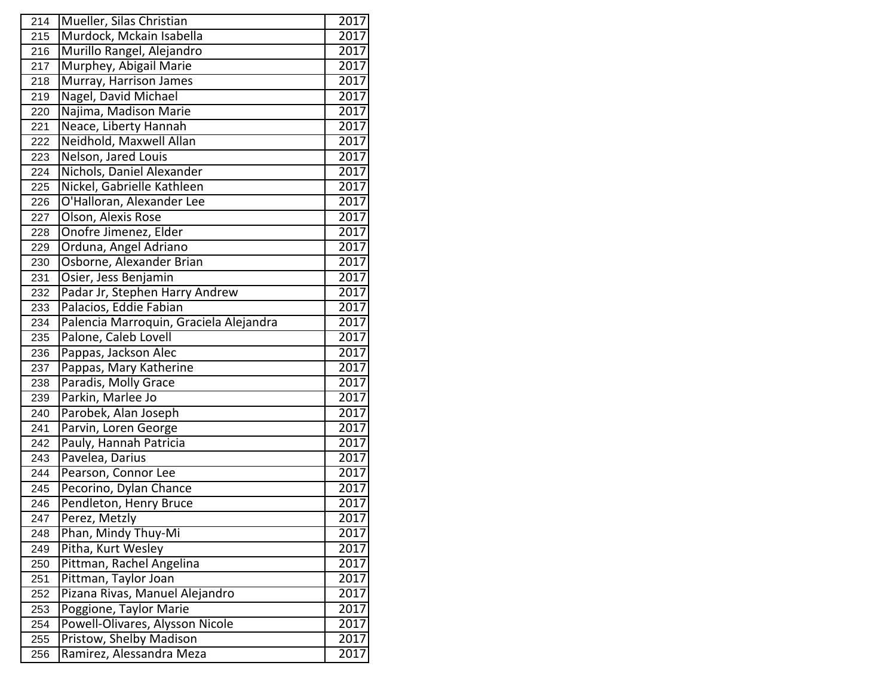| | | |
|---|---|---|
| 214 | Mueller, Silas Christian | 2017 |
| 215 | Murdock, Mckain Isabella | 2017 |
| 216 | Murillo Rangel, Alejandro | 2017 |
| 217 | Murphey, Abigail Marie | 2017 |
| 218 | Murray, Harrison James | 2017 |
| 219 | Nagel, David Michael | 2017 |
| 220 | Najima, Madison Marie | 2017 |
| 221 | Neace, Liberty Hannah | 2017 |
| 222 | Neidhold, Maxwell Allan | 2017 |
| 223 | Nelson, Jared Louis | 2017 |
| 224 | Nichols, Daniel Alexander | 2017 |
| 225 | Nickel, Gabrielle Kathleen | 2017 |
| 226 | O'Halloran, Alexander Lee | 2017 |
| 227 | Olson, Alexis Rose | 2017 |
| 228 | Onofre Jimenez, Elder | 2017 |
| 229 | Orduna, Angel Adriano | 2017 |
| 230 | Osborne, Alexander Brian | 2017 |
| 231 | Osier, Jess Benjamin | 2017 |
| 232 | Padar Jr, Stephen Harry Andrew | 2017 |
| 233 | Palacios, Eddie Fabian | 2017 |
| 234 | Palencia Marroquin, Graciela Alejandra | 2017 |
| 235 | Palone, Caleb Lovell | 2017 |
| 236 | Pappas, Jackson Alec | 2017 |
| 237 | Pappas, Mary Katherine | 2017 |
| 238 | Paradis, Molly Grace | 2017 |
| 239 | Parkin, Marlee Jo | 2017 |
| 240 | Parobek, Alan Joseph | 2017 |
| 241 | Parvin, Loren George | 2017 |
| 242 | Pauly, Hannah Patricia | 2017 |
| 243 | Pavelea, Darius | 2017 |
| 244 | Pearson, Connor Lee | 2017 |
| 245 | Pecorino, Dylan Chance | 2017 |
| 246 | Pendleton, Henry Bruce | 2017 |
| 247 | Perez, Metzly | 2017 |
| 248 | Phan, Mindy Thuy-Mi | 2017 |
| 249 | Pitha, Kurt Wesley | 2017 |
| 250 | Pittman, Rachel Angelina | 2017 |
| 251 | Pittman, Taylor Joan | 2017 |
| 252 | Pizana Rivas, Manuel Alejandro | 2017 |
| 253 | Poggione, Taylor Marie | 2017 |
| 254 | Powell-Olivares, Alysson Nicole | 2017 |
| 255 | Pristow, Shelby Madison | 2017 |
| 256 | Ramirez, Alessandra Meza | 2017 |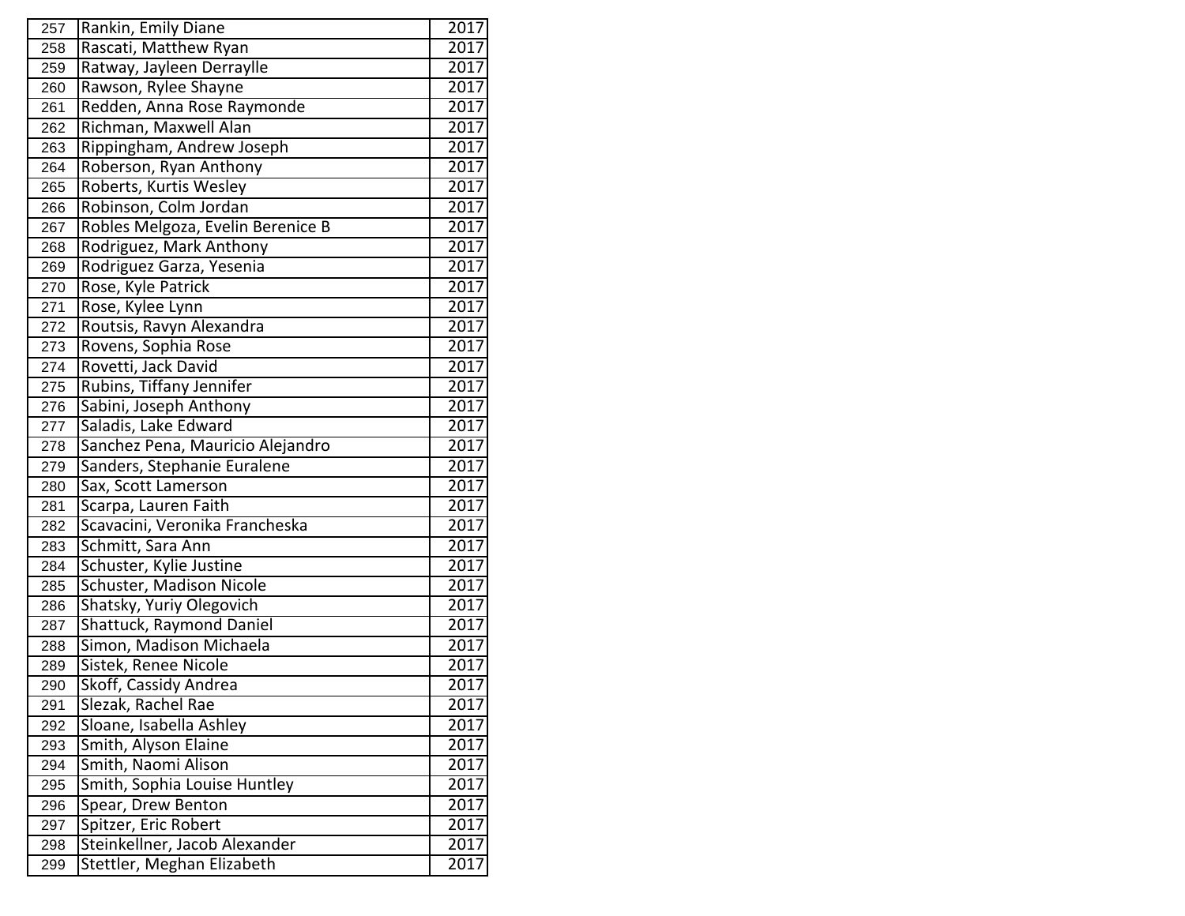| | | |
|---|---|---|
| 257 | Rankin, Emily Diane | 2017 |
| 258 | Rascati, Matthew Ryan | 2017 |
| 259 | Ratway, Jayleen Derraylle | 2017 |
| 260 | Rawson, Rylee Shayne | 2017 |
| 261 | Redden, Anna Rose Raymonde | 2017 |
| 262 | Richman, Maxwell Alan | 2017 |
| 263 | Rippingham, Andrew Joseph | 2017 |
| 264 | Roberson, Ryan Anthony | 2017 |
| 265 | Roberts, Kurtis Wesley | 2017 |
| 266 | Robinson, Colm Jordan | 2017 |
| 267 | Robles Melgoza, Evelin Berenice B | 2017 |
| 268 | Rodriguez, Mark Anthony | 2017 |
| 269 | Rodriguez Garza, Yesenia | 2017 |
| 270 | Rose, Kyle Patrick | 2017 |
| 271 | Rose, Kylee Lynn | 2017 |
| 272 | Routsis, Ravyn Alexandra | 2017 |
| 273 | Rovens, Sophia Rose | 2017 |
| 274 | Rovetti, Jack David | 2017 |
| 275 | Rubins, Tiffany Jennifer | 2017 |
| 276 | Sabini, Joseph Anthony | 2017 |
| 277 | Saladis, Lake Edward | 2017 |
| 278 | Sanchez Pena, Mauricio Alejandro | 2017 |
| 279 | Sanders, Stephanie Euralene | 2017 |
| 280 | Sax, Scott Lamerson | 2017 |
| 281 | Scarpa, Lauren Faith | 2017 |
| 282 | Scavacini, Veronika Francheska | 2017 |
| 283 | Schmitt, Sara Ann | 2017 |
| 284 | Schuster, Kylie Justine | 2017 |
| 285 | Schuster, Madison Nicole | 2017 |
| 286 | Shatsky, Yuriy Olegovich | 2017 |
| 287 | Shattuck, Raymond Daniel | 2017 |
| 288 | Simon, Madison Michaela | 2017 |
| 289 | Sistek, Renee Nicole | 2017 |
| 290 | Skoff, Cassidy Andrea | 2017 |
| 291 | Slezak, Rachel Rae | 2017 |
| 292 | Sloane, Isabella Ashley | 2017 |
| 293 | Smith, Alyson Elaine | 2017 |
| 294 | Smith, Naomi Alison | 2017 |
| 295 | Smith, Sophia Louise Huntley | 2017 |
| 296 | Spear, Drew Benton | 2017 |
| 297 | Spitzer, Eric Robert | 2017 |
| 298 | Steinkellner, Jacob Alexander | 2017 |
| 299 | Stettler, Meghan Elizabeth | 2017 |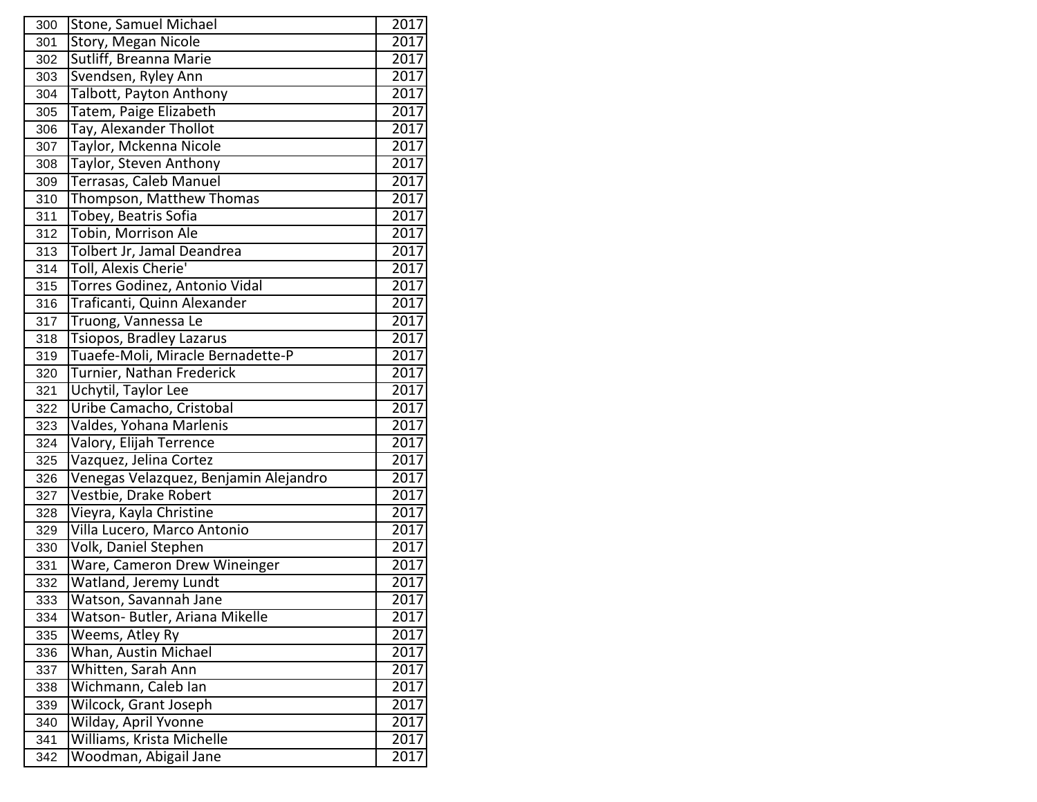| | | |
|---|---|---|
| 300 | Stone, Samuel Michael | 2017 |
| 301 | Story, Megan Nicole | 2017 |
| 302 | Sutliff, Breanna Marie | 2017 |
| 303 | Svendsen, Ryley Ann | 2017 |
| 304 | Talbott, Payton Anthony | 2017 |
| 305 | Tatem, Paige Elizabeth | 2017 |
| 306 | Tay, Alexander Thollot | 2017 |
| 307 | Taylor, Mckenna Nicole | 2017 |
| 308 | Taylor, Steven Anthony | 2017 |
| 309 | Terrasas, Caleb Manuel | 2017 |
| 310 | Thompson, Matthew Thomas | 2017 |
| 311 | Tobey, Beatris Sofia | 2017 |
| 312 | Tobin, Morrison Ale | 2017 |
| 313 | Tolbert Jr, Jamal Deandrea | 2017 |
| 314 | Toll, Alexis Cherie' | 2017 |
| 315 | Torres Godinez, Antonio Vidal | 2017 |
| 316 | Traficanti, Quinn Alexander | 2017 |
| 317 | Truong, Vannessa Le | 2017 |
| 318 | Tsiopos, Bradley Lazarus | 2017 |
| 319 | Tuaefe-Moli, Miracle Bernadette-P | 2017 |
| 320 | Turnier, Nathan Frederick | 2017 |
| 321 | Uchytil, Taylor Lee | 2017 |
| 322 | Uribe Camacho, Cristobal | 2017 |
| 323 | Valdes, Yohana Marlenis | 2017 |
| 324 | Valory, Elijah Terrence | 2017 |
| 325 | Vazquez, Jelina Cortez | 2017 |
| 326 | Venegas Velazquez, Benjamin Alejandro | 2017 |
| 327 | Vestbie, Drake Robert | 2017 |
| 328 | Vieyra, Kayla Christine | 2017 |
| 329 | Villa Lucero, Marco Antonio | 2017 |
| 330 | Volk, Daniel Stephen | 2017 |
| 331 | Ware, Cameron Drew Wineinger | 2017 |
| 332 | Watland, Jeremy Lundt | 2017 |
| 333 | Watson, Savannah Jane | 2017 |
| 334 | Watson- Butler, Ariana Mikelle | 2017 |
| 335 | Weems, Atley Ry | 2017 |
| 336 | Whan, Austin Michael | 2017 |
| 337 | Whitten, Sarah Ann | 2017 |
| 338 | Wichmann, Caleb Ian | 2017 |
| 339 | Wilcock, Grant Joseph | 2017 |
| 340 | Wilday, April Yvonne | 2017 |
| 341 | Williams, Krista Michelle | 2017 |
| 342 | Woodman, Abigail Jane | 2017 |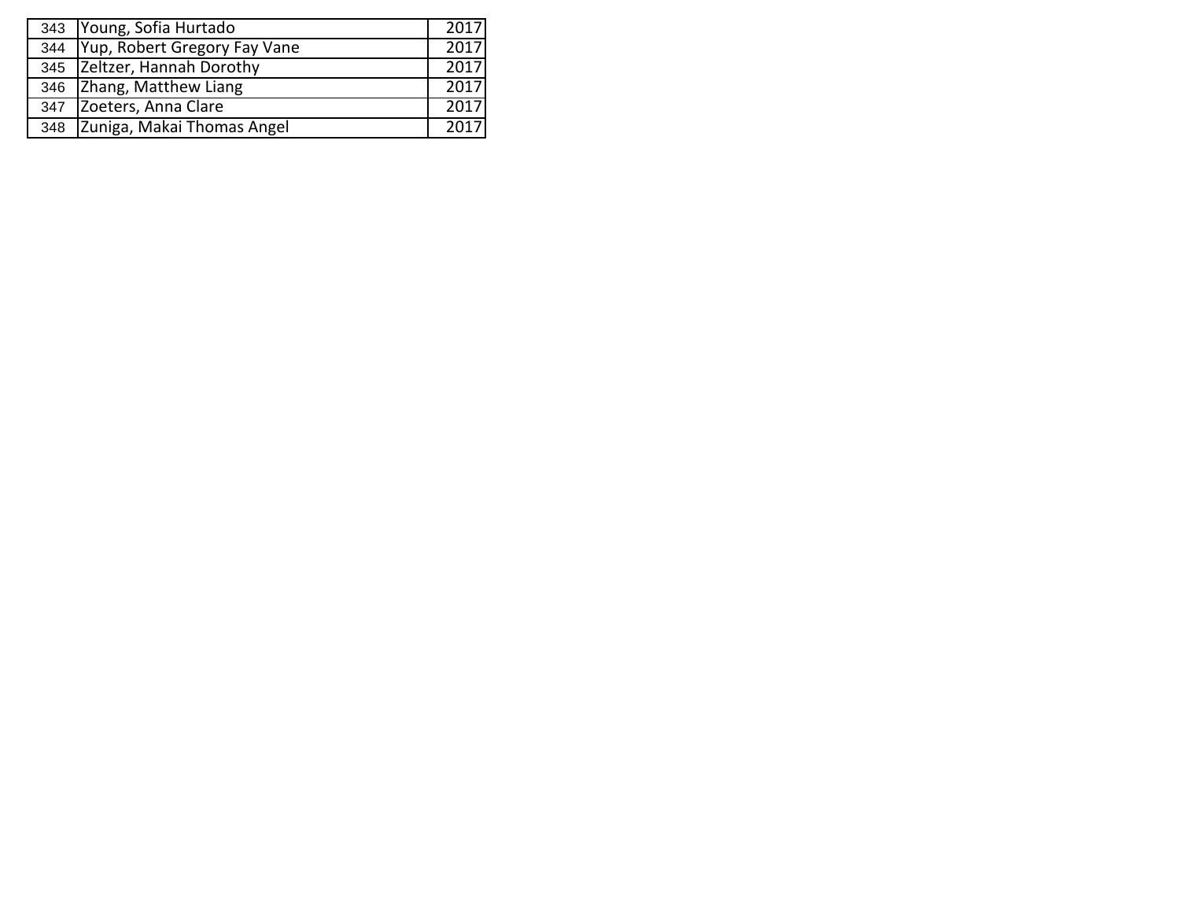| | | |
|---|---|---|
| 343 | Young, Sofia Hurtado | 2017 |
| 344 | Yup, Robert Gregory Fay Vane | 2017 |
| 345 | Zeltzer, Hannah Dorothy | 2017 |
| 346 | Zhang, Matthew Liang | 2017 |
| 347 | Zoeters, Anna Clare | 2017 |
| 348 | Zuniga, Makai Thomas Angel | 2017 |